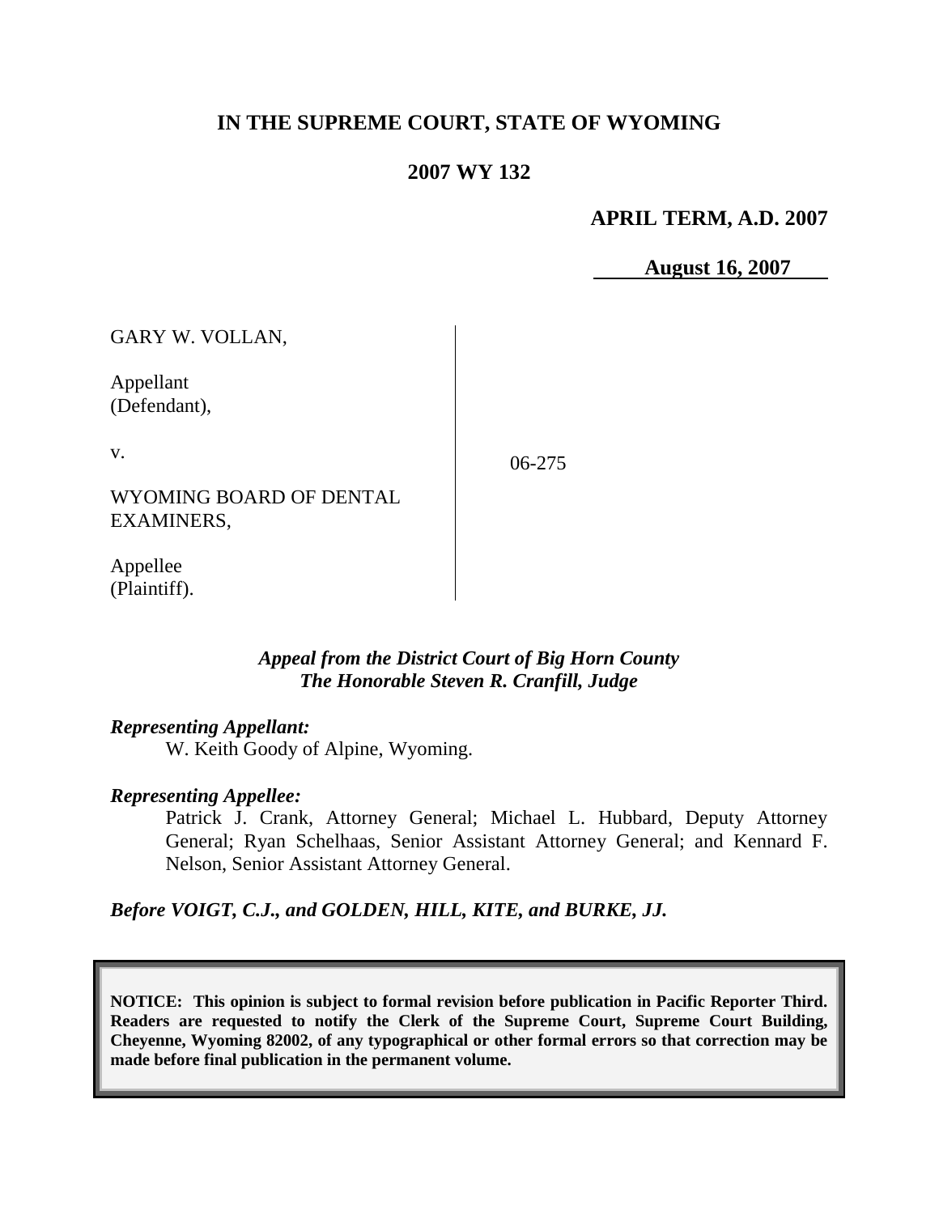# IN THE SUPREME COURT, STATE OF WYOMING

## 2007 WY 132

**APRIL TERM, A.D. 2007**

**August 16, 2007**

| | |
|---|---|
| GARY W. VOLLAN,<br><br>Appellant<br>(Defendant),<br><br>v.<br><br>WYOMING BOARD OF DENTAL EXAMINERS,<br><br>Appellee<br>(Plaintiff). | 06-275 |

***Appeal from the District Court of Big Horn County***
***The Honorable Steven R. Cranfill, Judge***

***Representing Appellant:***

W. Keith Goody of Alpine, Wyoming.

***Representing Appellee:***

Patrick J. Crank, Attorney General; Michael L. Hubbard, Deputy Attorney General; Ryan Schelhaas, Senior Assistant Attorney General; and Kennard F. Nelson, Senior Assistant Attorney General.

***Before VOIGT, C.J., and GOLDEN, HILL, KITE, and BURKE, JJ.***

**NOTICE: This opinion is subject to formal revision before publication in Pacific Reporter Third. Readers are requested to notify the Clerk of the Supreme Court, Supreme Court Building, Cheyenne, Wyoming 82002, of any typographical or other formal errors so that correction may be made before final publication in the permanent volume.**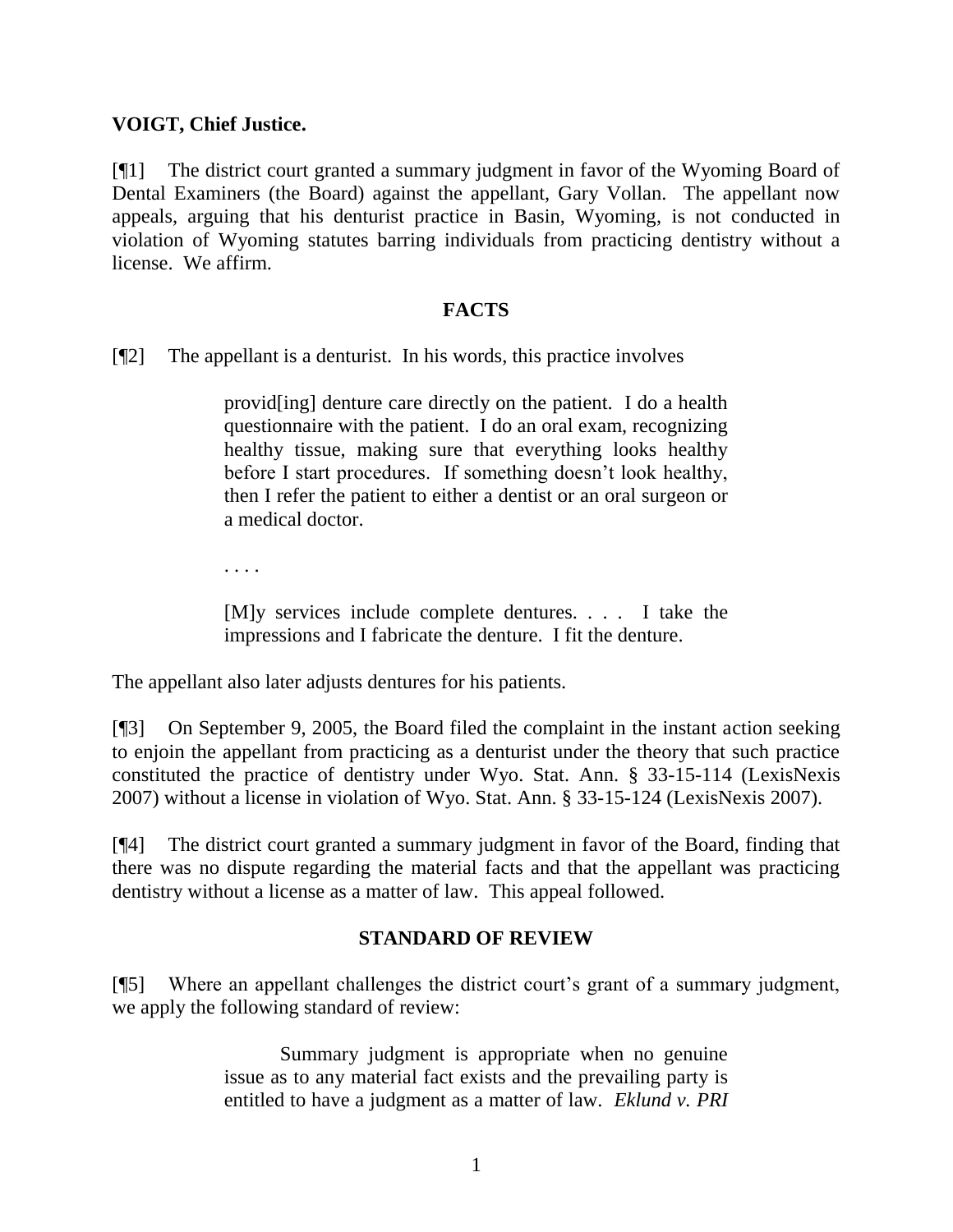**VOIGT, Chief Justice.**

[¶1] The district court granted a summary judgment in favor of the Wyoming Board of Dental Examiners (the Board) against the appellant, Gary Vollan. The appellant now appeals, arguing that his denturist practice in Basin, Wyoming, is not conducted in violation of Wyoming statutes barring individuals from practicing dentistry without a license. We affirm.

## FACTS

[¶2] The appellant is a denturist. In his words, this practice involves

> provid[ing] denture care directly on the patient. I do a health questionnaire with the patient. I do an oral exam, recognizing healthy tissue, making sure that everything looks healthy before I start procedures. If something doesn't look healthy, then I refer the patient to either a dentist or an oral surgeon or a medical doctor.
>
> . . . .
>
> [M]y services include complete dentures. . . . I take the impressions and I fabricate the denture. I fit the denture.

The appellant also later adjusts dentures for his patients.

[¶3] On September 9, 2005, the Board filed the complaint in the instant action seeking to enjoin the appellant from practicing as a denturist under the theory that such practice constituted the practice of dentistry under Wyo. Stat. Ann. § 33-15-114 (LexisNexis 2007) without a license in violation of Wyo. Stat. Ann. § 33-15-124 (LexisNexis 2007).

[¶4] The district court granted a summary judgment in favor of the Board, finding that there was no dispute regarding the material facts and that the appellant was practicing dentistry without a license as a matter of law. This appeal followed.

## STANDARD OF REVIEW

[¶5] Where an appellant challenges the district court's grant of a summary judgment, we apply the following standard of review:

> Summary judgment is appropriate when no genuine issue as to any material fact exists and the prevailing party is entitled to have a judgment as a matter of law. *Eklund v. PRI*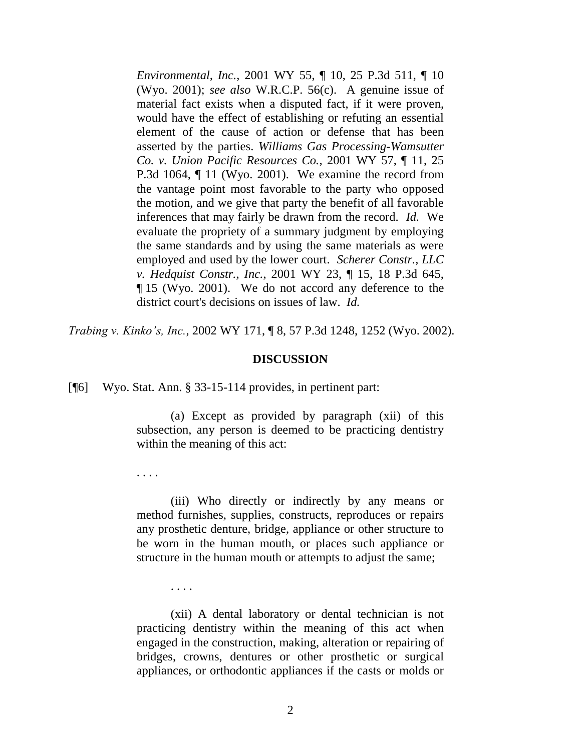> *Environmental, Inc.*, 2001 WY 55, ¶ 10, 25 P.3d 511, ¶ 10 (Wyo. 2001); *see also* W.R.C.P. 56(c). A genuine issue of material fact exists when a disputed fact, if it were proven, would have the effect of establishing or refuting an essential element of the cause of action or defense that has been asserted by the parties. *Williams Gas Processing-Wamsutter Co. v. Union Pacific Resources Co.*, 2001 WY 57, ¶ 11, 25 P.3d 1064, ¶ 11 (Wyo. 2001). We examine the record from the vantage point most favorable to the party who opposed the motion, and we give that party the benefit of all favorable inferences that may fairly be drawn from the record. *Id.* We evaluate the propriety of a summary judgment by employing the same standards and by using the same materials as were employed and used by the lower court. *Scherer Constr., LLC v. Hedquist Constr., Inc.*, 2001 WY 23, ¶ 15, 18 P.3d 645, ¶ 15 (Wyo. 2001). We do not accord any deference to the district court's decisions on issues of law. *Id.*

*Trabing v. Kinko's, Inc.*, 2002 WY 171, ¶ 8, 57 P.3d 1248, 1252 (Wyo. 2002).

## DISCUSSION

[¶6] Wyo. Stat. Ann. § 33-15-114 provides, in pertinent part:

> (a) Except as provided by paragraph (xii) of this subsection, any person is deemed to be practicing dentistry within the meaning of this act:
>
> . . . .
>
> (iii) Who directly or indirectly by any means or method furnishes, supplies, constructs, reproduces or repairs any prosthetic denture, bridge, appliance or other structure to be worn in the human mouth, or places such appliance or structure in the human mouth or attempts to adjust the same;
>
> . . . .
>
> (xii) A dental laboratory or dental technician is not practicing dentistry within the meaning of this act when engaged in the construction, making, alteration or repairing of bridges, crowns, dentures or other prosthetic or surgical appliances, or orthodontic appliances if the casts or molds or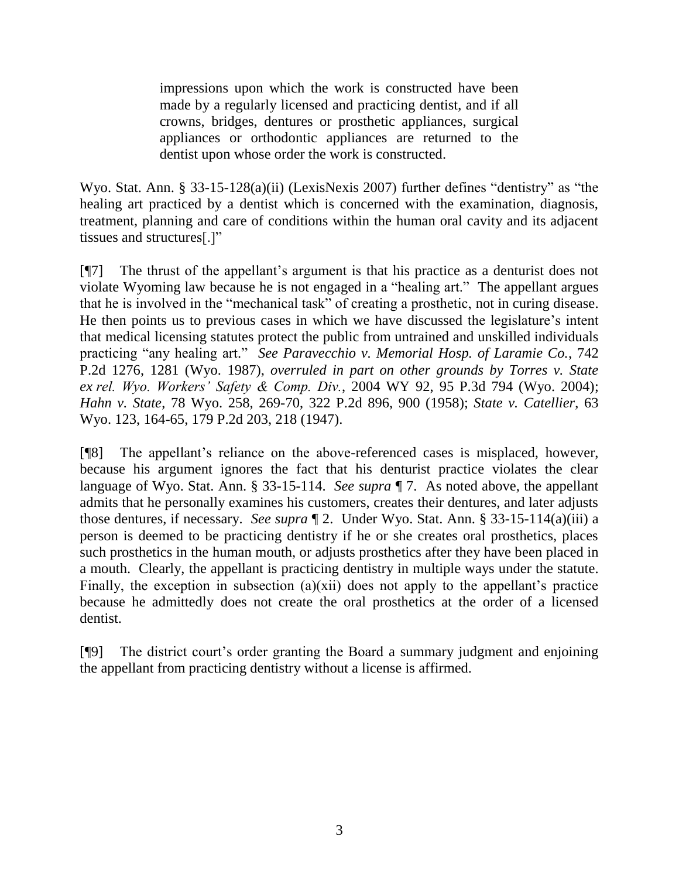> impressions upon which the work is constructed have been made by a regularly licensed and practicing dentist, and if all crowns, bridges, dentures or prosthetic appliances, surgical appliances or orthodontic appliances are returned to the dentist upon whose order the work is constructed.

Wyo. Stat. Ann. § 33-15-128(a)(ii) (LexisNexis 2007) further defines "dentistry" as "the healing art practiced by a dentist which is concerned with the examination, diagnosis, treatment, planning and care of conditions within the human oral cavity and its adjacent tissues and structures[.]"

[¶7] The thrust of the appellant's argument is that his practice as a denturist does not violate Wyoming law because he is not engaged in a "healing art." The appellant argues that he is involved in the "mechanical task" of creating a prosthetic, not in curing disease. He then points us to previous cases in which we have discussed the legislature's intent that medical licensing statutes protect the public from untrained and unskilled individuals practicing "any healing art." *See Paravecchio v. Memorial Hosp. of Laramie Co.*, 742 P.2d 1276, 1281 (Wyo. 1987), *overruled in part on other grounds by Torres v. State ex rel. Wyo. Workers' Safety & Comp. Div.*, 2004 WY 92, 95 P.3d 794 (Wyo. 2004); *Hahn v. State*, 78 Wyo. 258, 269-70, 322 P.2d 896, 900 (1958); *State v. Catellier*, 63 Wyo. 123, 164-65, 179 P.2d 203, 218 (1947).

[¶8] The appellant's reliance on the above-referenced cases is misplaced, however, because his argument ignores the fact that his denturist practice violates the clear language of Wyo. Stat. Ann. § 33-15-114. *See supra* ¶ 7. As noted above, the appellant admits that he personally examines his customers, creates their dentures, and later adjusts those dentures, if necessary. *See supra* ¶ 2. Under Wyo. Stat. Ann. § 33-15-114(a)(iii) a person is deemed to be practicing dentistry if he or she creates oral prosthetics, places such prosthetics in the human mouth, or adjusts prosthetics after they have been placed in a mouth. Clearly, the appellant is practicing dentistry in multiple ways under the statute. Finally, the exception in subsection (a)(xii) does not apply to the appellant's practice because he admittedly does not create the oral prosthetics at the order of a licensed dentist.

[¶9] The district court's order granting the Board a summary judgment and enjoining the appellant from practicing dentistry without a license is affirmed.